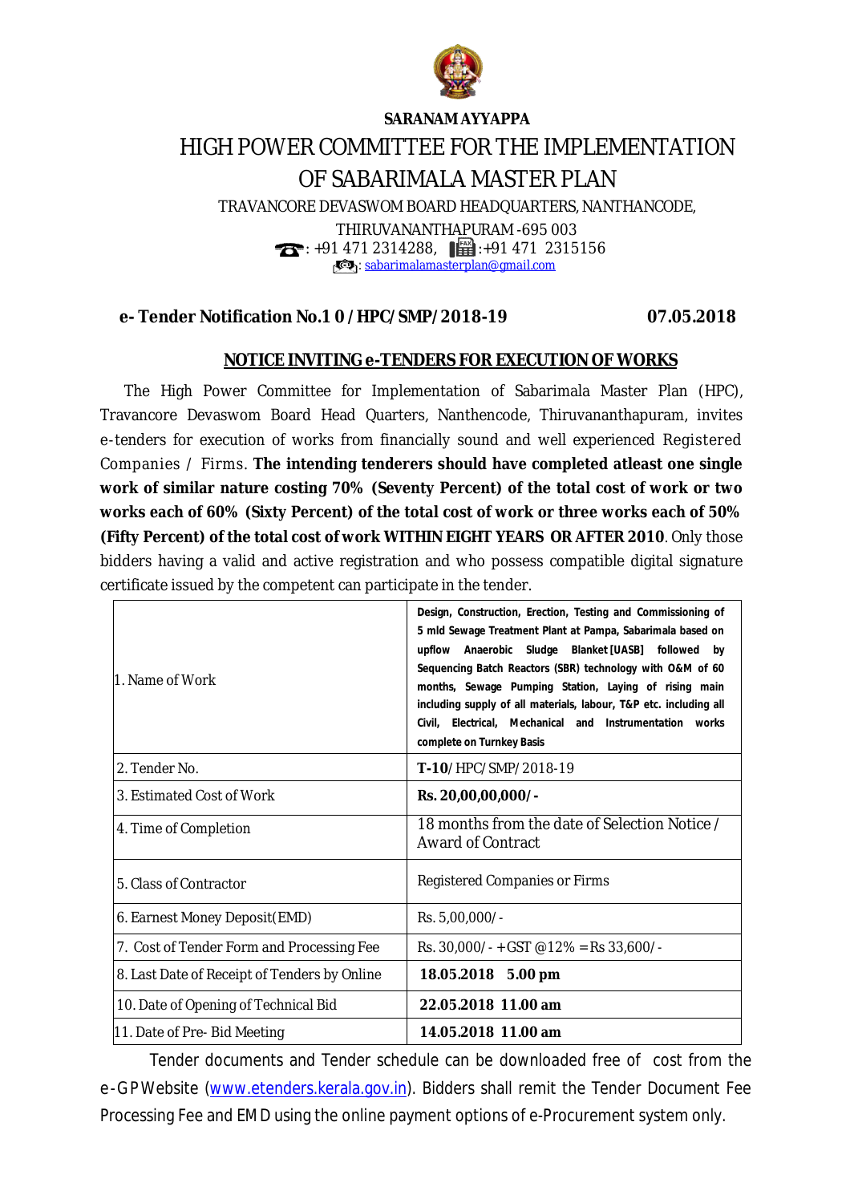**SARANAM AYYAPPA**

# HIGH POWER COMMITTEE FOR THE IMPLEMENTATION OF SABARIMALA MASTER PLAN

TRAVANCORE DEVASWOM BOARD HEADQUARTERS, NANTHANCODE, THIRUVANANTHAPURAM -695 003

: +91 471 2314288, :+91 471 2315156

: sabarimalamasterplan@gmail.com

**e- Tender Notification No.1 0 /HPC/SMP/2018-19** **07.05.2018**

## NOTICE INVITING e-TENDERS FOR EXECUTION OF WORKS

The High Power Committee for Implementation of Sabarimala Master Plan (HPC), Travancore Devaswom Board Head Quarters, Nanthencode, Thiruvananthapuram, invites e-tenders for execution of works from financially sound and well experienced Registered Companies / Firms. **The intending tenderers should have completed atleast one single work of similar nature costing 70% (Seventy Percent) of the total cost of work or two works each of 60% (Sixty Percent) of the total cost of work or three works each of 50% (Fifty Percent) of the total cost of work WITHIN EIGHT YEARS OR AFTER 2010**. Only those bidders having a valid and active registration and who possess compatible digital signature certificate issued by the competent can participate in the tender.

| | |
|---|---|
| 1. Name of Work | **Design, Construction, Erection, Testing and Commissioning of 5 mld Sewage Treatment Plant at Pampa, Sabarimala based on upflow Anaerobic Sludge Blanket [UASB] followed by Sequencing Batch Reactors (SBR) technology with O&M of 60 months, Sewage Pumping Station, Laying of rising main including supply of all materials, labour, T&P etc. including all Civil, Electrical, Mechanical and Instrumentation works complete on Turnkey Basis** |
| 2. Tender No. | **T-10**/HPC/SMP/2018-19 |
| 3. Estimated Cost of Work | **Rs. 20,00,00,000/-** |
| 4. Time of Completion | 18 months from the date of Selection Notice / Award of Contract |
| 5. Class of Contractor | Registered Companies or Firms |
| 6. Earnest Money Deposit(EMD) | Rs. 5,00,000/- |
| 7. Cost of Tender Form and Processing Fee | Rs. 30,000/- + GST @12% = Rs 33,600/- |
| 8. Last Date of Receipt of Tenders by Online | **18.05.2018 5.00 pm** |
| 10. Date of Opening of Technical Bid | **22.05.2018 11.00 am** |
| 11. Date of Pre- Bid Meeting | **14.05.2018 11.00 am** |

Tender documents and Tender schedule can be downloaded free of cost from the e-GP Website (www.etenders.kerala.gov.in). Bidders shall remit the Tender Document Fee Processing Fee and EMD using the online payment options of e-Procurement system only.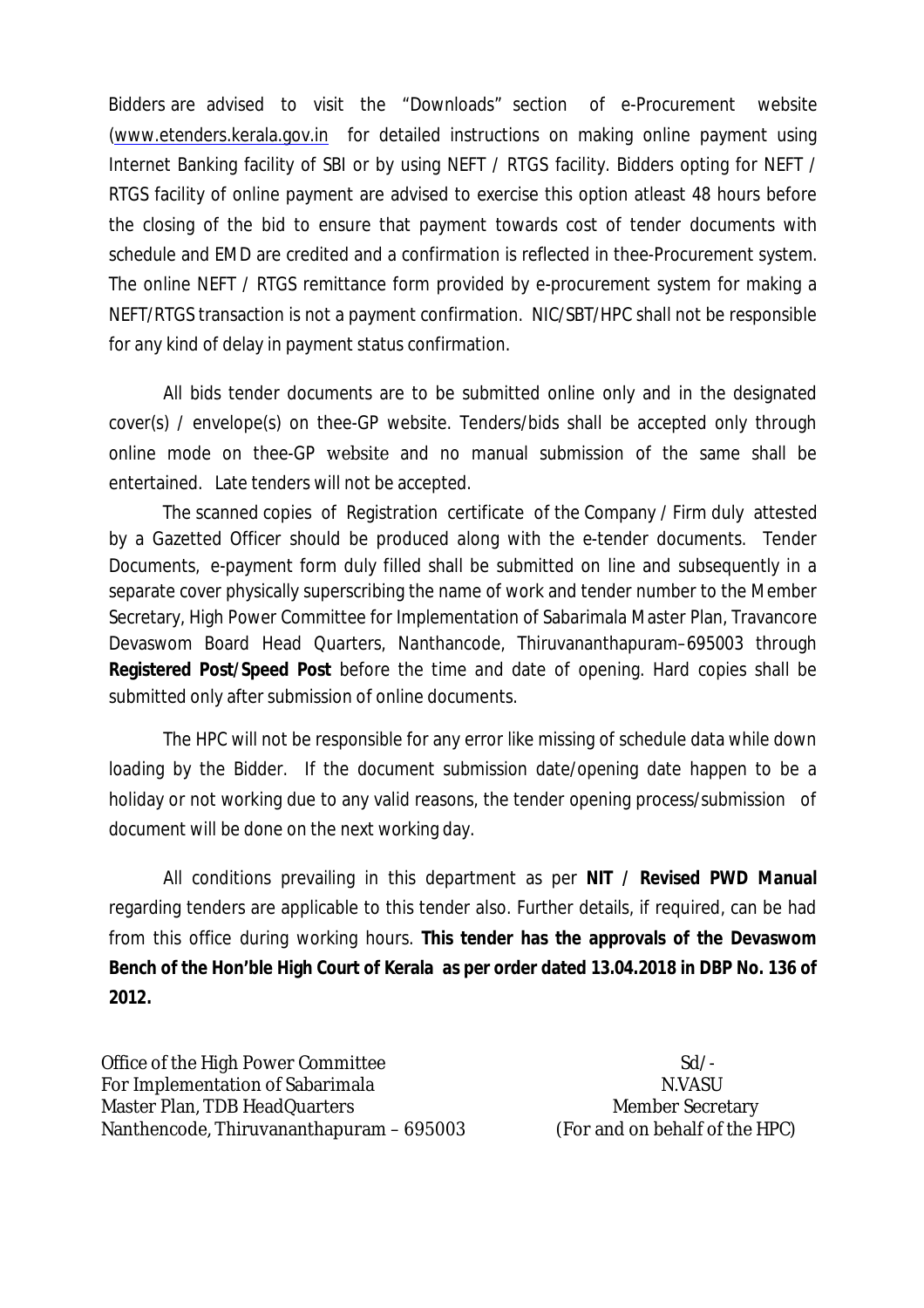Bidders are advised to visit the "Downloads" section of e-Procurement website (www.etenders.kerala.gov.in for detailed instructions on making online payment using Internet Banking facility of SBI or by using NEFT / RTGS facility. Bidders opting for NEFT / RTGS facility of online payment are advised to exercise this option atleast 48 hours before the closing of the bid to ensure that payment towards cost of tender documents with schedule and EMD are credited and a confirmation is reflected in thee-Procurement system. The online NEFT / RTGS remittance form provided by e-procurement system for making a NEFT/RTGS transaction is not a payment confirmation. NIC/SBT/HPC shall not be responsible for any kind of delay in payment status confirmation.

All bids tender documents are to be submitted online only and in the designated cover(s) / envelope(s) on thee-GP website. Tenders/bids shall be accepted only through online mode on thee-GP website and no manual submission of the same shall be entertained. Late tenders will not be accepted.

The scanned copies of Registration certificate of the Company / Firm duly attested by a Gazetted Officer should be produced along with the e-tender documents. Tender Documents, e-payment form duly filled shall be submitted on line and subsequently in a separate cover physically superscribing the name of work and tender number to the Member Secretary, High Power Committee for Implementation of Sabarimala Master Plan, Travancore Devaswom Board Head Quarters, Nanthancode, Thiruvananthapuram–695003 through **Registered Post/Speed Post** before the time and date of opening. Hard copies shall be submitted only after submission of online documents.

The HPC will not be responsible for any error like missing of schedule data while down loading by the Bidder. If the document submission date/opening date happen to be a holiday or not working due to any valid reasons, the tender opening process/submission of document will be done on the next working day.

All conditions prevailing in this department as per **NIT / Revised PWD Manual** regarding tenders are applicable to this tender also. Further details, if required, can be had from this office during working hours. **This tender has the approvals of the Devaswom Bench of the Hon'ble High Court of Kerala as per order dated 13.04.2018 in DBP No. 136 of 2012.**

Office of the High Power Committee
For Implementation of Sabarimala
Master Plan, TDB HeadQuarters
Nanthencode, Thiruvananthapuram – 695003

Sd/-
N.VASU
Member Secretary
(For and on behalf of the HPC)